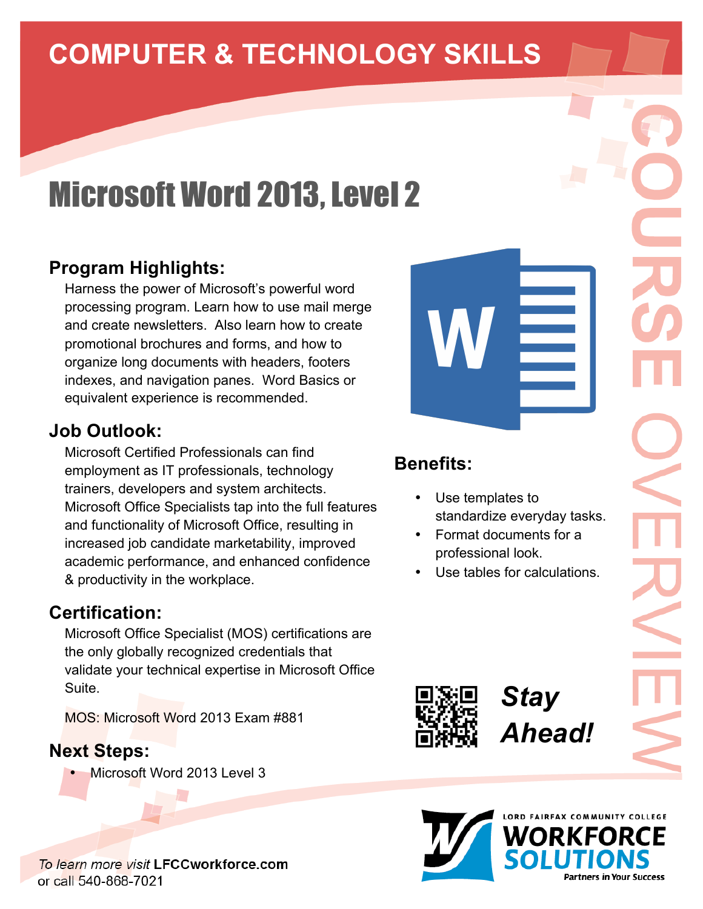# COMPUTER & TECHNOLOGY SKILLS

COURSE OVERVIEW

## Microsoft Word 2013, Level 2

### Program Highlights:

Harness the power of Microsoft's powerful word processing program. Learn how to use mail merge and create newsletters. Also learn how to create promotional brochures and forms, and how to organize long documents with headers, footers indexes, and navigation panes. Word Basics or equivalent experience is recommended.

### Job Outlook:

Microsoft Certified Professionals can find employment as IT professionals, technology trainers, developers and system architects. Microsoft Office Specialists tap into the full features and functionality of Microsoft Office, resulting in increased job candidate marketability, improved academic performance, and enhanced confidence & productivity in the workplace.

### Certification:

Microsoft Office Specialist (MOS) certifications are the only globally recognized credentials that validate your technical expertise in Microsoft Office Suite.

MOS: Microsoft Word 2013 Exam #881

### Next Steps:

- Microsoft Word 2013 Level 3

### Benefits:

- Use templates to standardize everyday tasks.
- Format documents for a professional look.
- Use tables for calculations.

***Stay Ahead!***

LORD FAIRFAX COMMUNITY COLLEGE
WORKFORCE SOLUTIONS
Partners in Your Success

*To learn more visit* **LFCCworkforce.com** or call 540-868-7021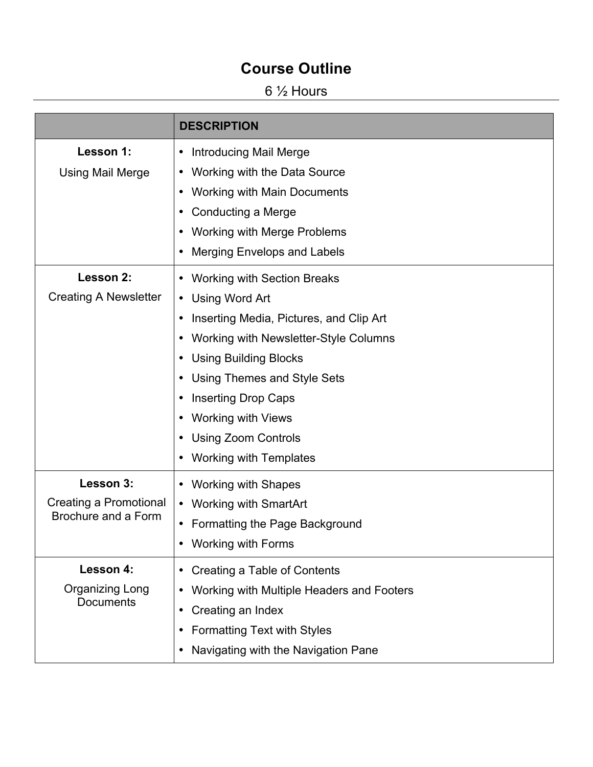# Course Outline

6 ½ Hours

| | DESCRIPTION |
|---|---|
| **Lesson 1:** Using Mail Merge | • Introducing Mail Merge<br>• Working with the Data Source<br>• Working with Main Documents<br>• Conducting a Merge<br>• Working with Merge Problems<br>• Merging Envelops and Labels |
| **Lesson 2:** Creating A Newsletter | • Working with Section Breaks<br>• Using Word Art<br>• Inserting Media, Pictures, and Clip Art<br>• Working with Newsletter-Style Columns<br>• Using Building Blocks<br>• Using Themes and Style Sets<br>• Inserting Drop Caps<br>• Working with Views<br>• Using Zoom Controls<br>• Working with Templates |
| **Lesson 3:** Creating a Promotional Brochure and a Form | • Working with Shapes<br>• Working with SmartArt<br>• Formatting the Page Background<br>• Working with Forms |
| **Lesson 4:** Organizing Long Documents | • Creating a Table of Contents<br>• Working with Multiple Headers and Footers<br>• Creating an Index<br>• Formatting Text with Styles<br>• Navigating with the Navigation Pane |